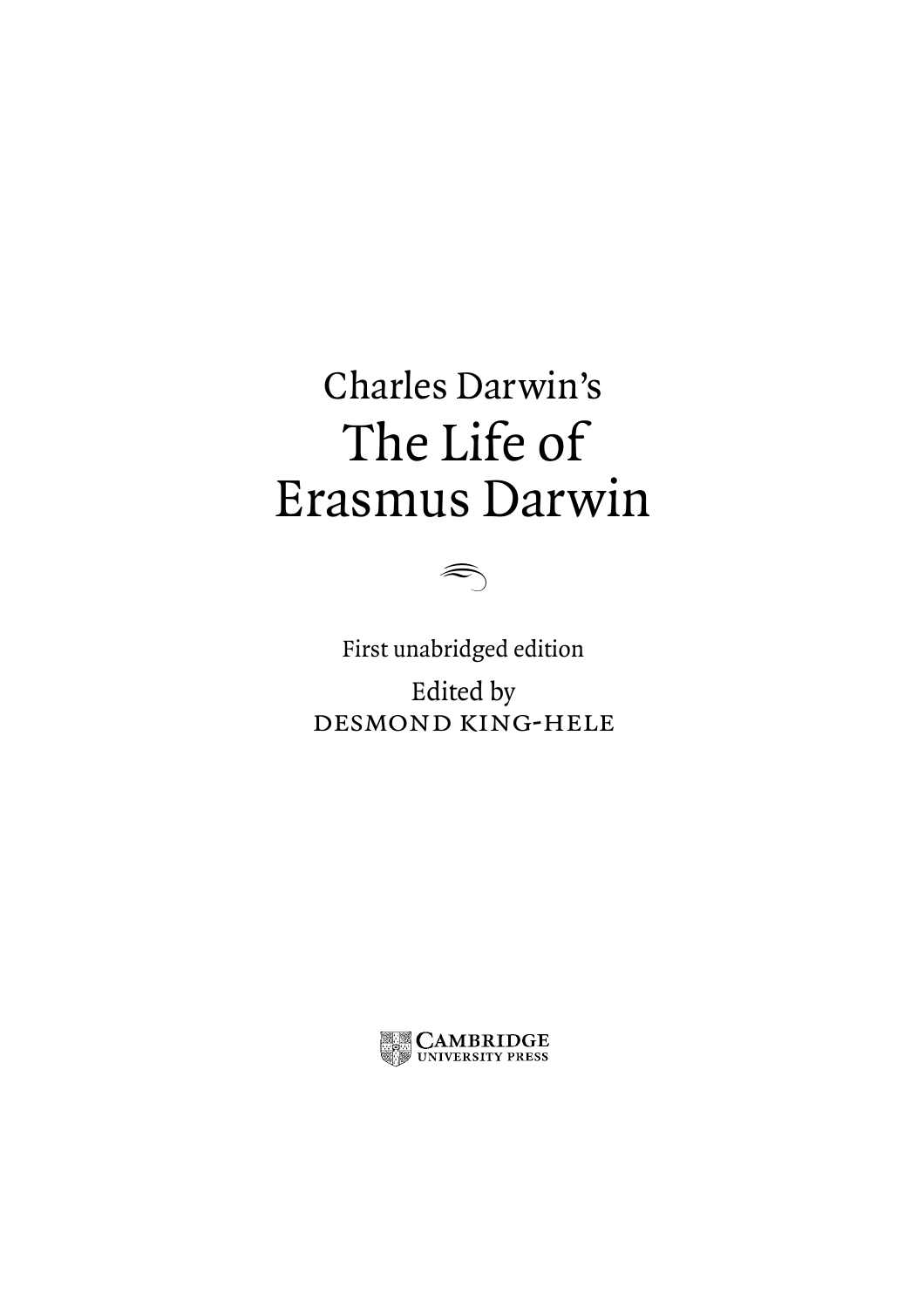Charles Darwin's

# The Life of Erasmus Darwin

First unabridged edition

Edited by

DESMOND KING-HELE

CAMBRIDGE UNIVERSITY PRESS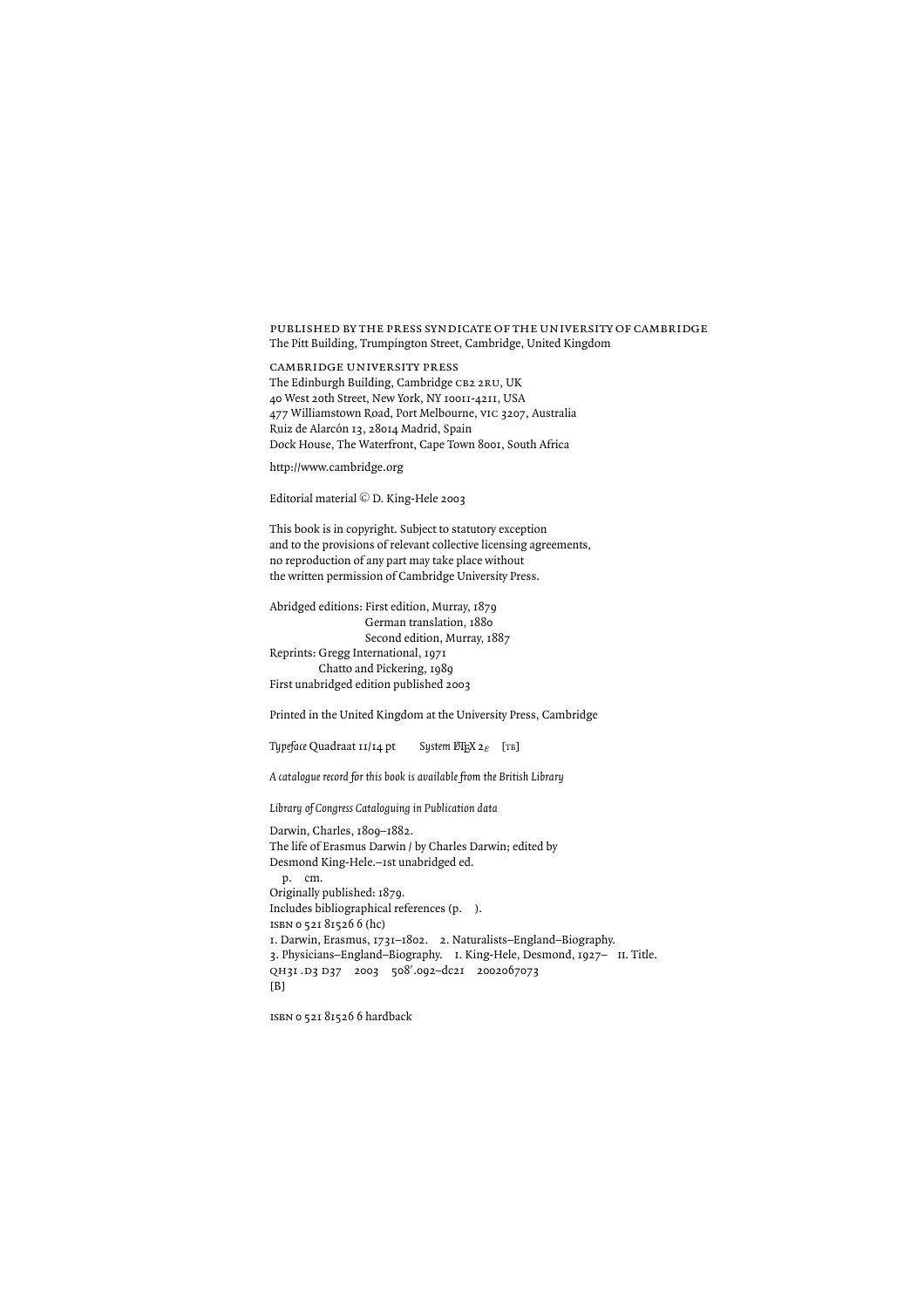PUBLISHED BY THE PRESS SYNDICATE OF THE UNIVERSITY OF CAMBRIDGE
The Pitt Building, Trumpington Street, Cambridge, United Kingdom

CAMBRIDGE UNIVERSITY PRESS
The Edinburgh Building, Cambridge CB2 2RU, UK
40 West 20th Street, New York, NY 10011-4211, USA
477 Williamstown Road, Port Melbourne, VIC 3207, Australia
Ruiz de Alarcón 13, 28014 Madrid, Spain
Dock House, The Waterfront, Cape Town 8001, South Africa

http://www.cambridge.org

Editorial material © D. King-Hele 2003

This book is in copyright. Subject to statutory exception
and to the provisions of relevant collective licensing agreements,
no reproduction of any part may take place without
the written permission of Cambridge University Press.

Abridged editions: First edition, Murray, 1879
German translation, 1880
Second edition, Murray, 1887
Reprints: Gregg International, 1971
Chatto and Pickering, 1989
First unabridged edition published 2003

Printed in the United Kingdom at the University Press, Cambridge

*Typeface* Quadraat 11/14 pt *System* LaTeX $2_\varepsilon$ [TB]

*A catalogue record for this book is available from the British Library*

*Library of Congress Cataloguing in Publication data*

Darwin, Charles, 1809–1882.
The life of Erasmus Darwin / by Charles Darwin; edited by
Desmond King-Hele.–1st unabridged ed.
p. cm.
Originally published: 1879.
Includes bibliographical references (p. ).
ISBN 0 521 81526 6 (hc)
1. Darwin, Erasmus, 1731–1802. 2. Naturalists–England–Biography.
3. Physicians–England–Biography. I. King-Hele, Desmond, 1927– II. Title.
QH31 .D3 D37 2003 508′.092–dc21 2002067073
[B]

ISBN 0 521 81526 6 hardback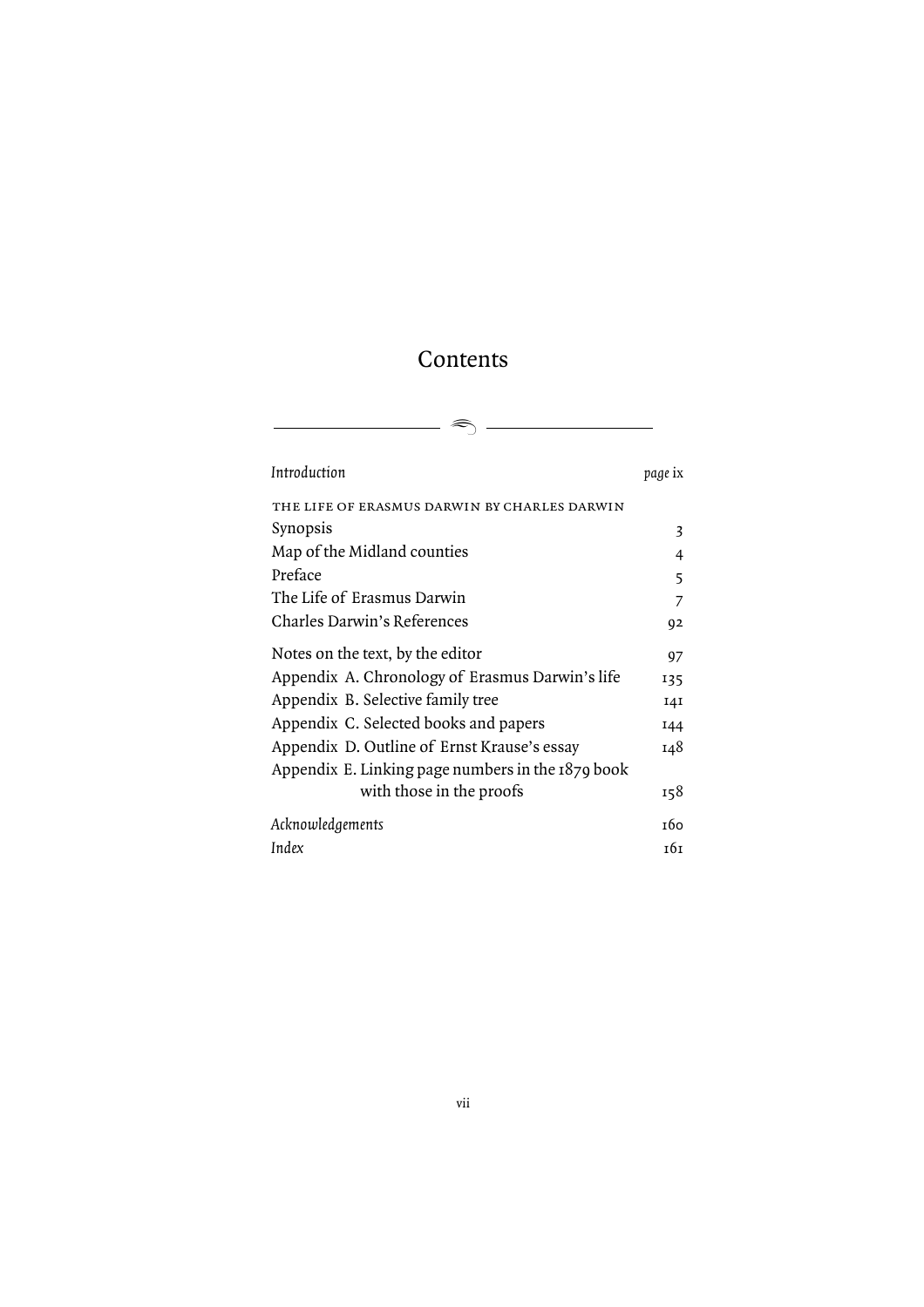# Contents

| | |
|---|---|
| *Introduction* | *page* ix |
| THE LIFE OF ERASMUS DARWIN BY CHARLES DARWIN | |
| Synopsis | 3 |
| Map of the Midland counties | 4 |
| Preface | 5 |
| The Life of Erasmus Darwin | 7 |
| Charles Darwin's References | 92 |
| Notes on the text, by the editor | 97 |
| Appendix A. Chronology of Erasmus Darwin's life | 135 |
| Appendix B. Selective family tree | 141 |
| Appendix C. Selected books and papers | 144 |
| Appendix D. Outline of Ernst Krause's essay | 148 |
| Appendix E. Linking page numbers in the 1879 book with those in the proofs | 158 |
| *Acknowledgements* | 160 |
| *Index* | 161 |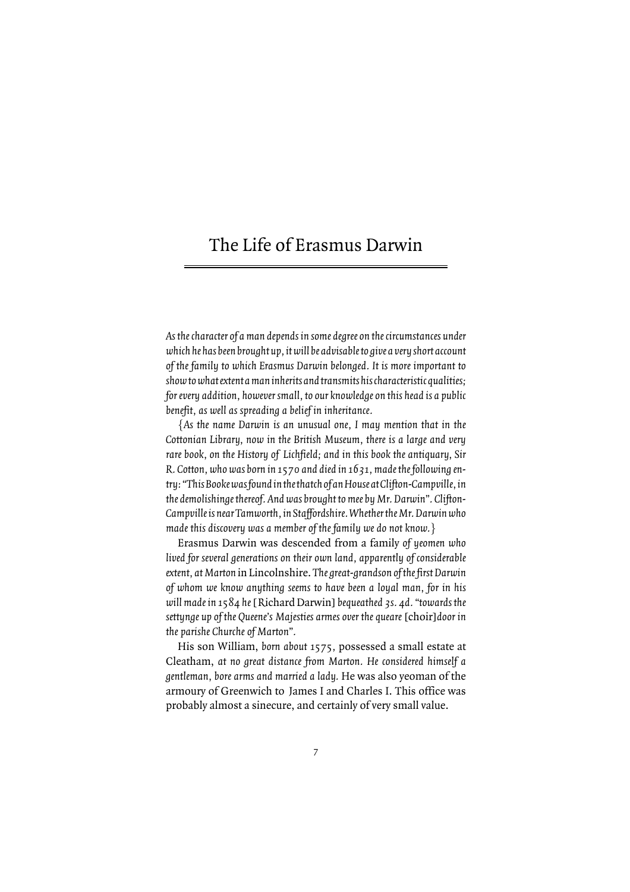# The Life of Erasmus Darwin

*As the character of a man depends in some degree on the circumstances under which he has been brought up, it will be advisable to give a very short account of the family to which Erasmus Darwin belonged. It is more important to show to what extent a man inherits and transmits his characteristic qualities; for every addition, however small, to our knowledge on this head is a public benefit, as well as spreading a belief in inheritance.*

{*As the name Darwin is an unusual one, I may mention that in the Cottonian Library, now in the British Museum, there is a large and very rare book, on the History of Lichfield; and in this book the antiquary, Sir R. Cotton, who was born in 1570 and died in 1631, made the following entry: "This Booke was found in the thatch of an House at Clifton-Campville, in the demolishinge thereof. And was brought to mee by Mr. Darwin". Clifton-Campville is near Tamworth, in Staffordshire. Whether the Mr. Darwin who made this discovery was a member of the family we do not know.*}

Erasmus Darwin was descended from a family *of yeomen who lived for several generations on their own land, apparently of considerable extent, at Marton* in Lincolnshire. *The great-grandson of the first Darwin of whom we know anything seems to have been a loyal man, for in his will made in 1584 he* [Richard Darwin] *bequeathed 3s. 4d. "towards the settynge up of the Queene's Majesties armes over the queare* [choir] *door in the parishe Churche of Marton".*

His son William, *born about* 1575, possessed a small estate at Cleatham, *at no great distance from Marton. He considered himself a gentleman, bore arms and married a lady.* He was also yeoman of the armoury of Greenwich to James I and Charles I. This office was probably almost a sinecure, and certainly of very small value.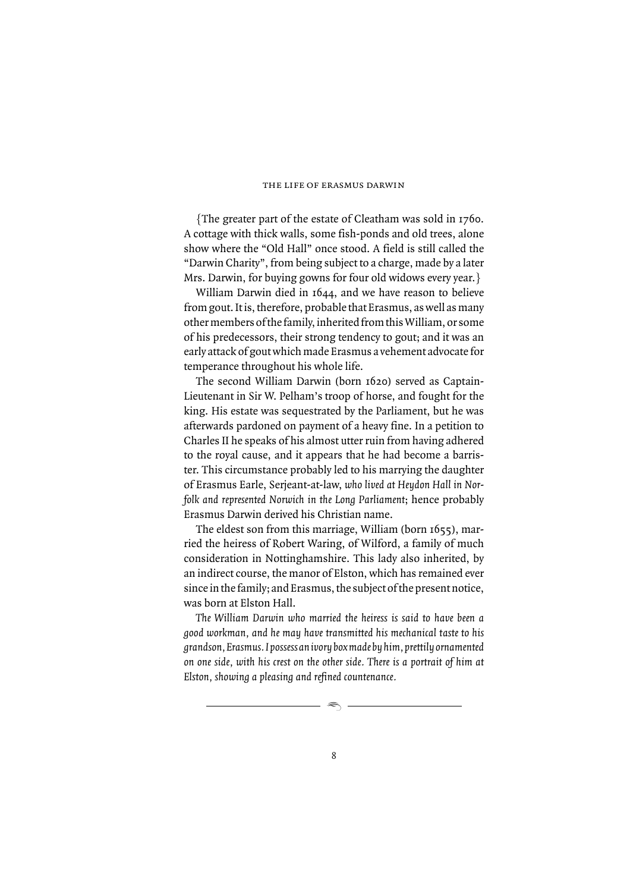{The greater part of the estate of Cleatham was sold in 1760. A cottage with thick walls, some fish-ponds and old trees, alone show where the "Old Hall" once stood. A field is still called the "Darwin Charity", from being subject to a charge, made by a later Mrs. Darwin, for buying gowns for four old widows every year.}

William Darwin died in 1644, and we have reason to believe from gout. It is, therefore, probable that Erasmus, as well as many other members of the family, inherited from this William, or some of his predecessors, their strong tendency to gout; and it was an early attack of gout which made Erasmus a vehement advocate for temperance throughout his whole life.

The second William Darwin (born 1620) served as Captain-Lieutenant in Sir W. Pelham's troop of horse, and fought for the king. His estate was sequestrated by the Parliament, but he was afterwards pardoned on payment of a heavy fine. In a petition to Charles II he speaks of his almost utter ruin from having adhered to the royal cause, and it appears that he had become a barrister. This circumstance probably led to his marrying the daughter of Erasmus Earle, Serjeant-at-law, *who lived at Heydon Hall in Norfolk and represented Norwich in the Long Parliament*; hence probably Erasmus Darwin derived his Christian name.

The eldest son from this marriage, William (born 1655), married the heiress of Robert Waring, of Wilford, a family of much consideration in Nottinghamshire. This lady also inherited, by an indirect course, the manor of Elston, which has remained ever since in the family; and Erasmus, the subject of the present notice, was born at Elston Hall.

*The William Darwin who married the heiress is said to have been a good workman, and he may have transmitted his mechanical taste to his grandson, Erasmus. I possess an ivory box made by him, prettily ornamented on one side, with his crest on the other side. There is a portrait of him at Elston, showing a pleasing and refined countenance.*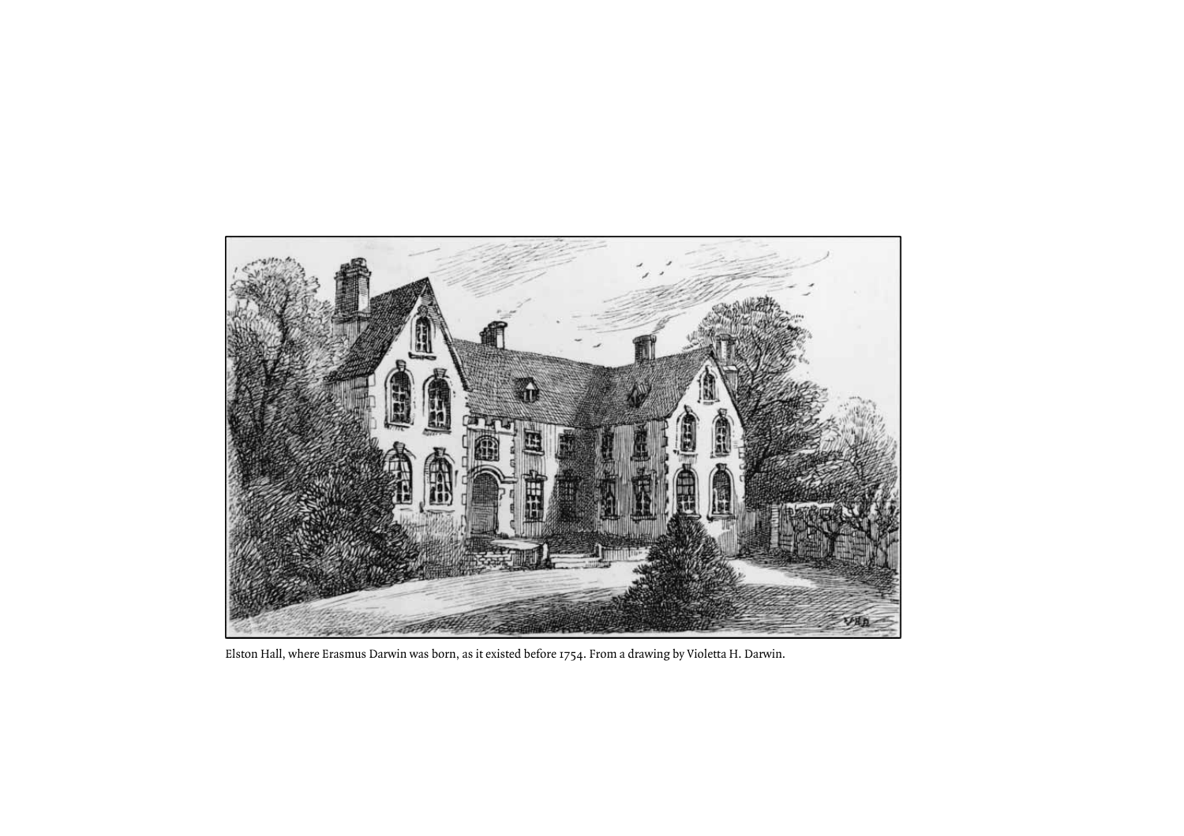Elston Hall, where Erasmus Darwin was born, as it existed before 1754. From a drawing by Violetta H. Darwin.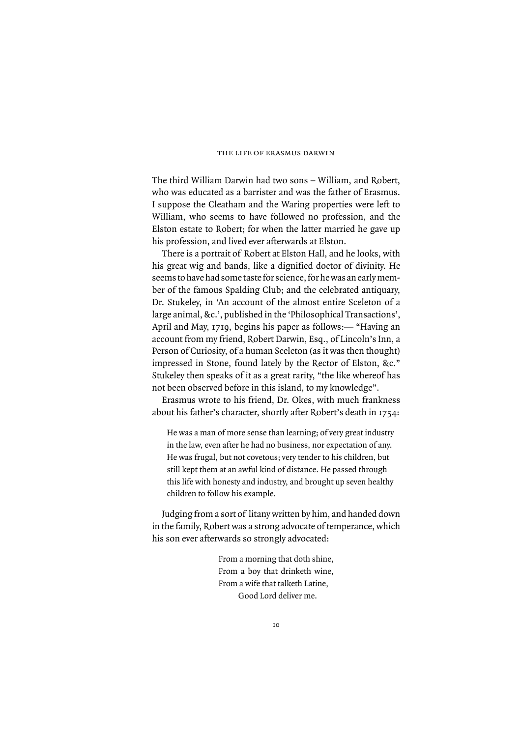The third William Darwin had two sons – William, and Robert, who was educated as a barrister and was the father of Erasmus. I suppose the Cleatham and the Waring properties were left to William, who seems to have followed no profession, and the Elston estate to Robert; for when the latter married he gave up his profession, and lived ever afterwards at Elston.

There is a portrait of Robert at Elston Hall, and he looks, with his great wig and bands, like a dignified doctor of divinity. He seems to have had some taste for science, for he was an early member of the famous Spalding Club; and the celebrated antiquary, Dr. Stukeley, in 'An account of the almost entire Sceleton of a large animal, &c.', published in the 'Philosophical Transactions', April and May, 1719, begins his paper as follows:— "Having an account from my friend, Robert Darwin, Esq., of Lincoln's Inn, a Person of Curiosity, of a human Sceleton (as it was then thought) impressed in Stone, found lately by the Rector of Elston, &c." Stukeley then speaks of it as a great rarity, "the like whereof has not been observed before in this island, to my knowledge".

Erasmus wrote to his friend, Dr. Okes, with much frankness about his father's character, shortly after Robert's death in 1754:

> He was a man of more sense than learning; of very great industry in the law, even after he had no business, nor expectation of any. He was frugal, but not covetous; very tender to his children, but still kept them at an awful kind of distance. He passed through this life with honesty and industry, and brought up seven healthy children to follow his example.

Judging from a sort of litany written by him, and handed down in the family, Robert was a strong advocate of temperance, which his son ever afterwards so strongly advocated:

> From a morning that doth shine,
> From a boy that drinketh wine,
> From a wife that talketh Latine,
> Good Lord deliver me.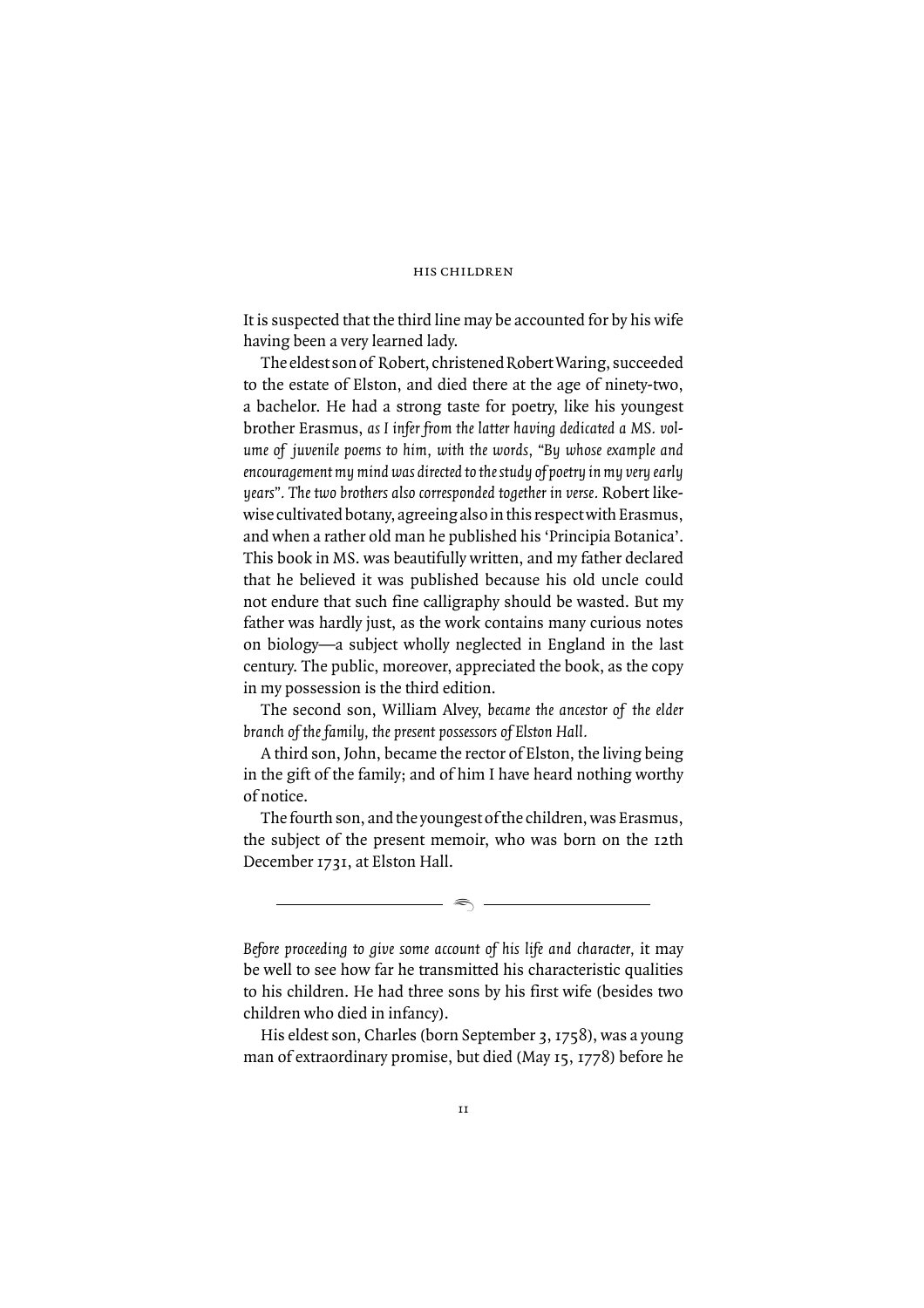It is suspected that the third line may be accounted for by his wife having been a very learned lady.

The eldest son of Robert, christened Robert Waring, succeeded to the estate of Elston, and died there at the age of ninety-two, a bachelor. He had a strong taste for poetry, like his youngest brother Erasmus, *as I infer from the latter having dedicated a MS. volume of juvenile poems to him, with the words, "By whose example and encouragement my mind was directed to the study of poetry in my very early years". The two brothers also corresponded together in verse.* Robert likewise cultivated botany, agreeing also in this respect with Erasmus, and when a rather old man he published his 'Principia Botanica'. This book in MS. was beautifully written, and my father declared that he believed it was published because his old uncle could not endure that such fine calligraphy should be wasted. But my father was hardly just, as the work contains many curious notes on biology—a subject wholly neglected in England in the last century. The public, moreover, appreciated the book, as the copy in my possession is the third edition.

The second son, William Alvey, *became the ancestor of the elder branch of the family, the present possessors of Elston Hall.*

A third son, John, became the rector of Elston, the living being in the gift of the family; and of him I have heard nothing worthy of notice.

The fourth son, and the youngest of the children, was Erasmus, the subject of the present memoir, who was born on the 12th December 1731, at Elston Hall.

---

*Before proceeding to give some account of his life and character,* it may be well to see how far he transmitted his characteristic qualities to his children. He had three sons by his first wife (besides two children who died in infancy).

His eldest son, Charles (born September 3, 1758), was a young man of extraordinary promise, but died (May 15, 1778) before he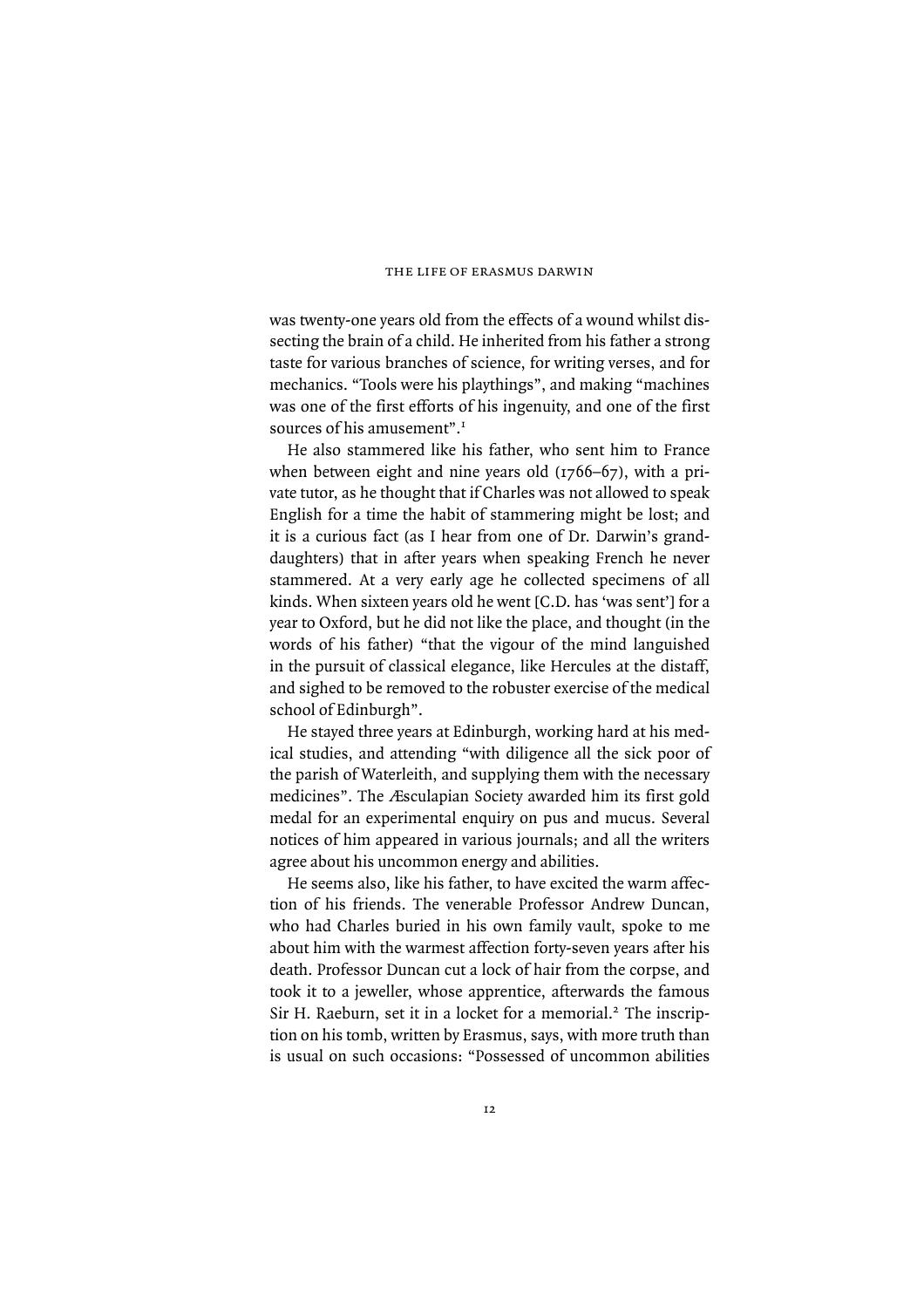was twenty-one years old from the effects of a wound whilst dissecting the brain of a child. He inherited from his father a strong taste for various branches of science, for writing verses, and for mechanics. "Tools were his playthings", and making "machines was one of the first efforts of his ingenuity, and one of the first sources of his amusement".[1]

He also stammered like his father, who sent him to France when between eight and nine years old (1766–67), with a private tutor, as he thought that if Charles was not allowed to speak English for a time the habit of stammering might be lost; and it is a curious fact (as I hear from one of Dr. Darwin's granddaughters) that in after years when speaking French he never stammered. At a very early age he collected specimens of all kinds. When sixteen years old he went [C.D. has 'was sent'] for a year to Oxford, but he did not like the place, and thought (in the words of his father) "that the vigour of the mind languished in the pursuit of classical elegance, like Hercules at the distaff, and sighed to be removed to the robuster exercise of the medical school of Edinburgh".

He stayed three years at Edinburgh, working hard at his medical studies, and attending "with diligence all the sick poor of the parish of Waterleith, and supplying them with the necessary medicines". The Æsculapian Society awarded him its first gold medal for an experimental enquiry on pus and mucus. Several notices of him appeared in various journals; and all the writers agree about his uncommon energy and abilities.

He seems also, like his father, to have excited the warm affection of his friends. The venerable Professor Andrew Duncan, who had Charles buried in his own family vault, spoke to me about him with the warmest affection forty-seven years after his death. Professor Duncan cut a lock of hair from the corpse, and took it to a jeweller, whose apprentice, afterwards the famous Sir H. Raeburn, set it in a locket for a memorial.[2] The inscription on his tomb, written by Erasmus, says, with more truth than is usual on such occasions: "Possessed of uncommon abilities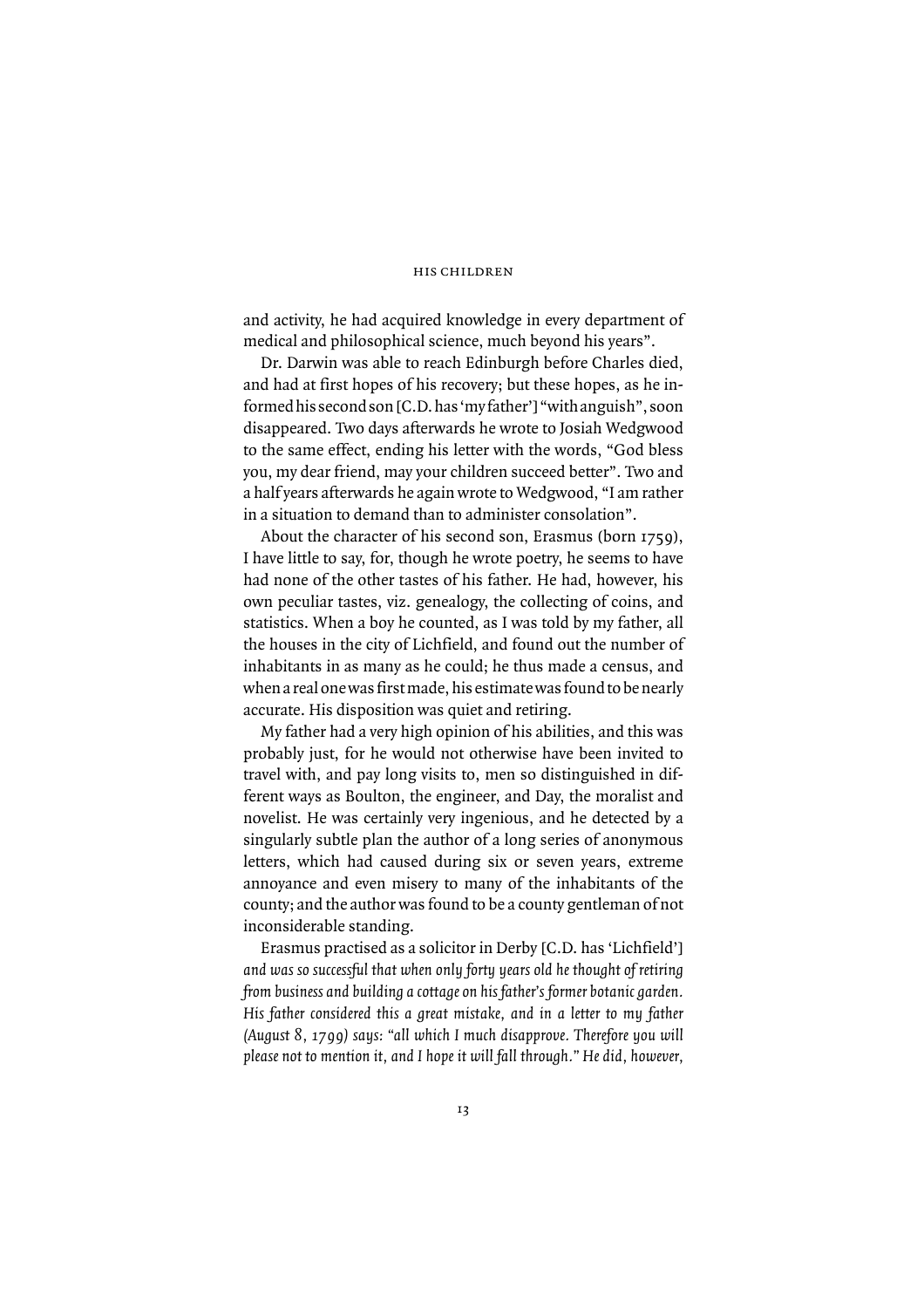and activity, he had acquired knowledge in every department of medical and philosophical science, much beyond his years".

Dr. Darwin was able to reach Edinburgh before Charles died, and had at first hopes of his recovery; but these hopes, as he informed his second son [C.D. has 'my father'] "with anguish", soon disappeared. Two days afterwards he wrote to Josiah Wedgwood to the same effect, ending his letter with the words, "God bless you, my dear friend, may your children succeed better". Two and a half years afterwards he again wrote to Wedgwood, "I am rather in a situation to demand than to administer consolation".

About the character of his second son, Erasmus (born 1759), I have little to say, for, though he wrote poetry, he seems to have had none of the other tastes of his father. He had, however, his own peculiar tastes, viz. genealogy, the collecting of coins, and statistics. When a boy he counted, as I was told by my father, all the houses in the city of Lichfield, and found out the number of inhabitants in as many as he could; he thus made a census, and when a real one was first made, his estimate was found to be nearly accurate. His disposition was quiet and retiring.

My father had a very high opinion of his abilities, and this was probably just, for he would not otherwise have been invited to travel with, and pay long visits to, men so distinguished in different ways as Boulton, the engineer, and Day, the moralist and novelist. He was certainly very ingenious, and he detected by a singularly subtle plan the author of a long series of anonymous letters, which had caused during six or seven years, extreme annoyance and even misery to many of the inhabitants of the county; and the author was found to be a county gentleman of not inconsiderable standing.

Erasmus practised as a solicitor in Derby [C.D. has 'Lichfield'] *and was so successful that when only forty years old he thought of retiring from business and building a cottage on his father's former botanic garden. His father considered this a great mistake, and in a letter to my father (August 8, 1799) says: "all which I much disapprove. Therefore you will please not to mention it, and I hope it will fall through." He did, however,*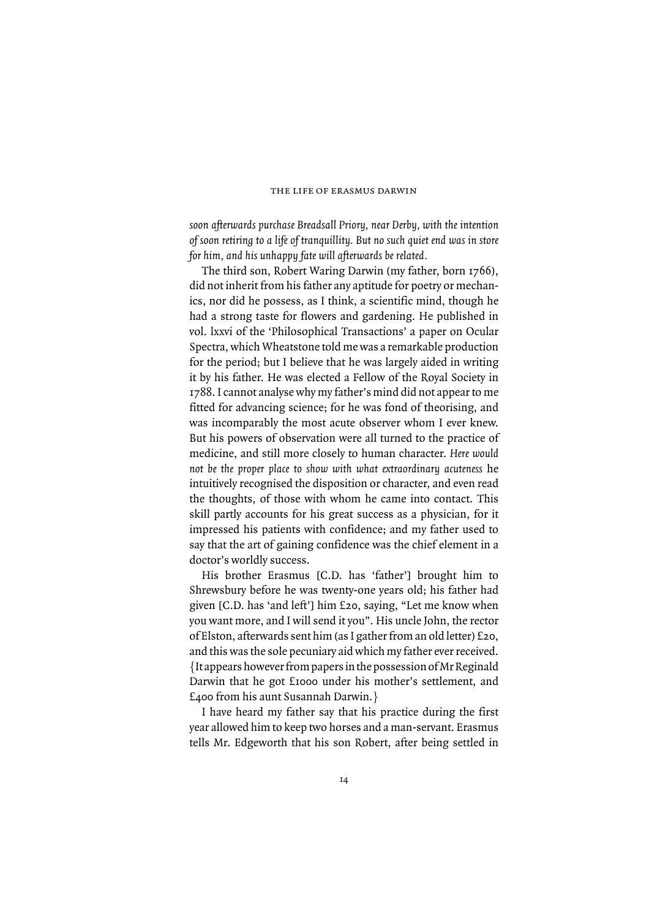*soon afterwards purchase Breadsall Priory, near Derby, with the intention of soon retiring to a life of tranquillity. But no such quiet end was in store for him, and his unhappy fate will afterwards be related.*

The third son, Robert Waring Darwin (my father, born 1766), did not inherit from his father any aptitude for poetry or mechanics, nor did he possess, as I think, a scientific mind, though he had a strong taste for flowers and gardening. He published in vol. lxxvi of the 'Philosophical Transactions' a paper on Ocular Spectra, which Wheatstone told me was a remarkable production for the period; but I believe that he was largely aided in writing it by his father. He was elected a Fellow of the Royal Society in 1788. I cannot analyse why my father's mind did not appear to me fitted for advancing science; for he was fond of theorising, and was incomparably the most acute observer whom I ever knew. But his powers of observation were all turned to the practice of medicine, and still more closely to human character. *Here would not be the proper place to show with what extraordinary acuteness* he intuitively recognised the disposition or character, and even read the thoughts, of those with whom he came into contact. This skill partly accounts for his great success as a physician, for it impressed his patients with confidence; and my father used to say that the art of gaining confidence was the chief element in a doctor's worldly success.

His brother Erasmus [C.D. has 'father'] brought him to Shrewsbury before he was twenty-one years old; his father had given [C.D. has 'and left'] him £20, saying, "Let me know when you want more, and I will send it you". His uncle John, the rector of Elston, afterwards sent him (as I gather from an old letter) £20, and this was the sole pecuniary aid which my father ever received. {It appears however from papers in the possession of Mr Reginald Darwin that he got £1000 under his mother's settlement, and £400 from his aunt Susannah Darwin.}

I have heard my father say that his practice during the first year allowed him to keep two horses and a man-servant. Erasmus tells Mr. Edgeworth that his son Robert, after being settled in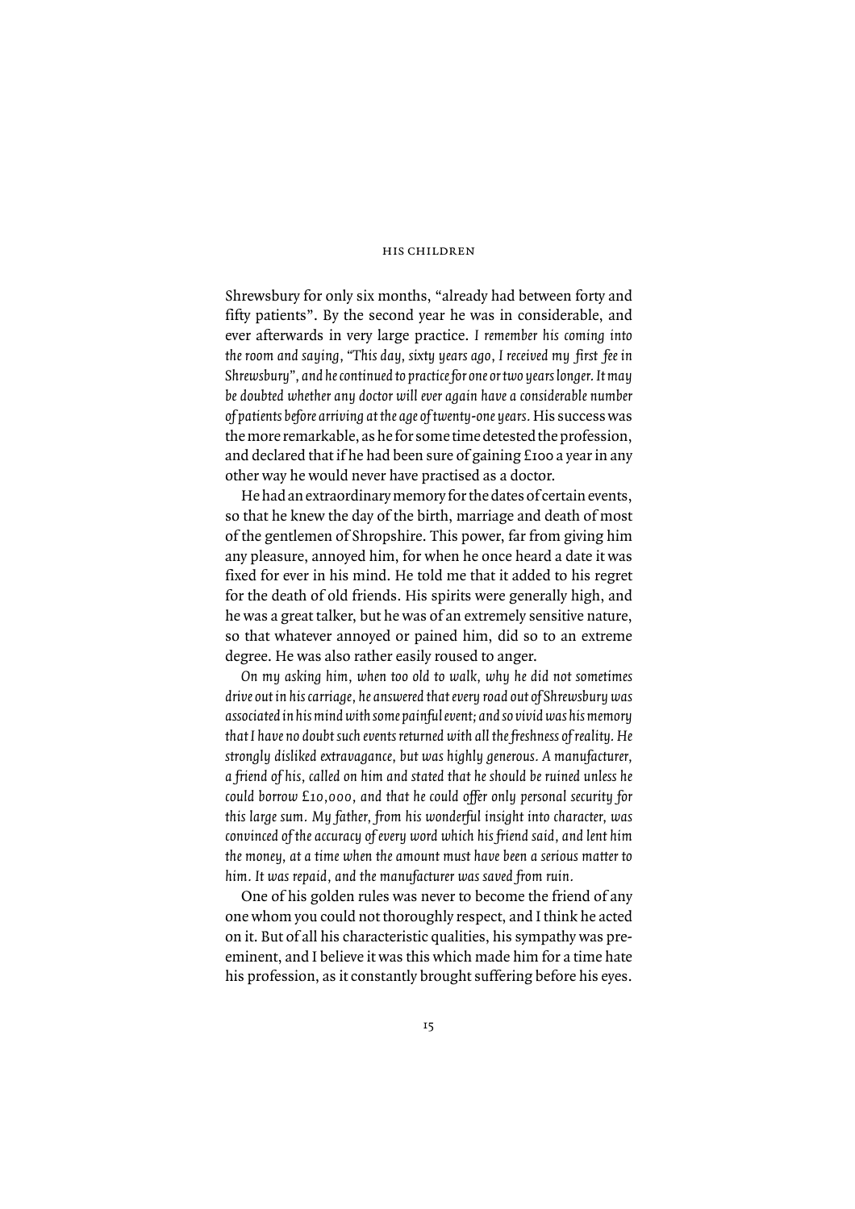Shrewsbury for only six months, "already had between forty and fifty patients". By the second year he was in considerable, and ever afterwards in very large practice. *I remember his coming into the room and saying, "This day, sixty years ago, I received my first fee in Shrewsbury", and he continued to practice for one or two years longer. It may be doubted whether any doctor will ever again have a considerable number of patients before arriving at the age of twenty-one years.* His success was the more remarkable, as he for some time detested the profession, and declared that if he had been sure of gaining £100 a year in any other way he would never have practised as a doctor.

He had an extraordinary memory for the dates of certain events, so that he knew the day of the birth, marriage and death of most of the gentlemen of Shropshire. This power, far from giving him any pleasure, annoyed him, for when he once heard a date it was fixed for ever in his mind. He told me that it added to his regret for the death of old friends. His spirits were generally high, and he was a great talker, but he was of an extremely sensitive nature, so that whatever annoyed or pained him, did so to an extreme degree. He was also rather easily roused to anger.

*On my asking him, when too old to walk, why he did not sometimes drive out in his carriage, he answered that every road out of Shrewsbury was associated in his mind with some painful event; and so vivid was his memory that I have no doubt such events returned with all the freshness of reality. He strongly disliked extravagance, but was highly generous. A manufacturer, a friend of his, called on him and stated that he should be ruined unless he could borrow £10,000, and that he could offer only personal security for this large sum. My father, from his wonderful insight into character, was convinced of the accuracy of every word which his friend said, and lent him the money, at a time when the amount must have been a serious matter to him. It was repaid, and the manufacturer was saved from ruin.*

One of his golden rules was never to become the friend of any one whom you could not thoroughly respect, and I think he acted on it. But of all his characteristic qualities, his sympathy was pre-eminent, and I believe it was this which made him for a time hate his profession, as it constantly brought suffering before his eyes.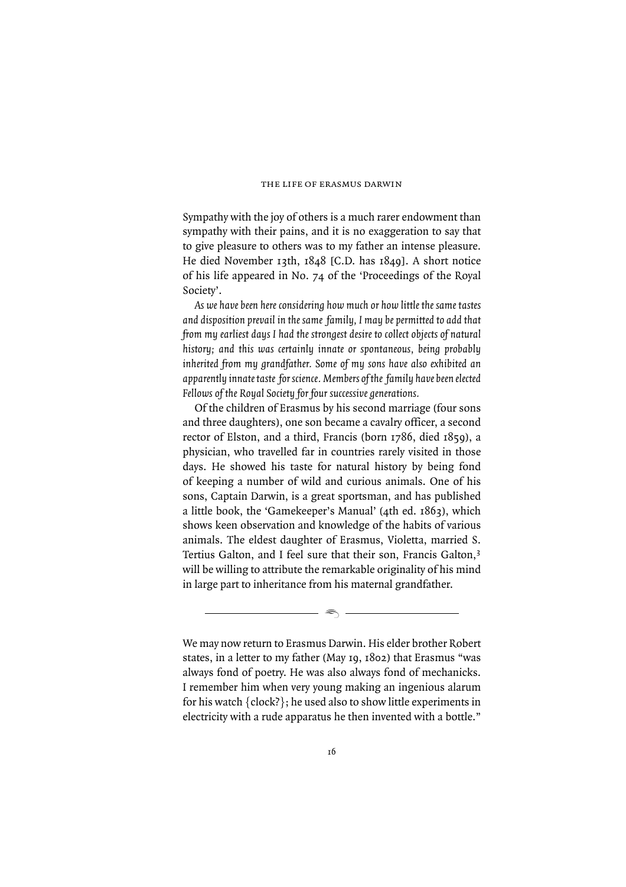Sympathy with the joy of others is a much rarer endowment than sympathy with their pains, and it is no exaggeration to say that to give pleasure to others was to my father an intense pleasure. He died November 13th, 1848 [C.D. has 1849]. A short notice of his life appeared in No. 74 of the 'Proceedings of the Royal Society'.

*As we have been here considering how much or how little the same tastes and disposition prevail in the same family, I may be permitted to add that from my earliest days I had the strongest desire to collect objects of natural history; and this was certainly innate or spontaneous, being probably inherited from my grandfather. Some of my sons have also exhibited an apparently innate taste for science. Members of the family have been elected Fellows of the Royal Society for four successive generations.*

Of the children of Erasmus by his second marriage (four sons and three daughters), one son became a cavalry officer, a second rector of Elston, and a third, Francis (born 1786, died 1859), a physician, who travelled far in countries rarely visited in those days. He showed his taste for natural history by being fond of keeping a number of wild and curious animals. One of his sons, Captain Darwin, is a great sportsman, and has published a little book, the 'Gamekeeper's Manual' (4th ed. 1863), which shows keen observation and knowledge of the habits of various animals. The eldest daughter of Erasmus, Violetta, married S. Tertius Galton, and I feel sure that their son, Francis Galton,[3] will be willing to attribute the remarkable originality of his mind in large part to inheritance from his maternal grandfather.

---

We may now return to Erasmus Darwin. His elder brother Robert states, in a letter to my father (May 19, 1802) that Erasmus "was always fond of poetry. He was also always fond of mechanicks. I remember him when very young making an ingenious alarum for his watch {clock?}; he used also to show little experiments in electricity with a rude apparatus he then invented with a bottle."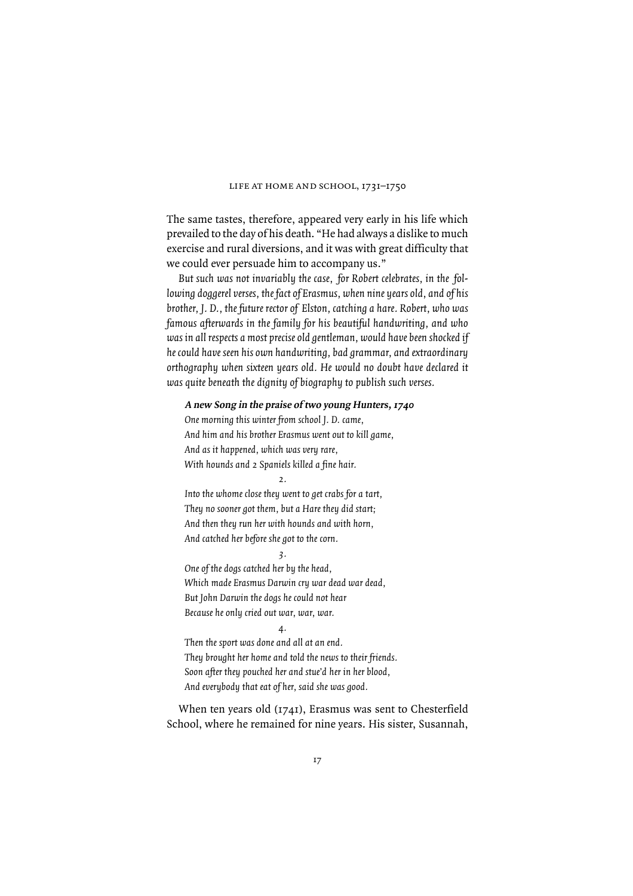The same tastes, therefore, appeared very early in his life which prevailed to the day of his death. "He had always a dislike to much exercise and rural diversions, and it was with great difficulty that we could ever persuade him to accompany us."

*But such was not invariably the case, for Robert celebrates, in the following doggerel verses, the fact of Erasmus, when nine years old, and of his brother, J. D., the future rector of Elston, catching a hare. Robert, who was famous afterwards in the family for his beautiful handwriting, and who was in all respects a most precise old gentleman, would have been shocked if he could have seen his own handwriting, bad grammar, and extraordinary orthography when sixteen years old. He would no doubt have declared it was quite beneath the dignity of biography to publish such verses.*

***A new Song in the praise of two young Hunters, 1740***

*One morning this winter from school J. D. came,*
*And him and his brother Erasmus went out to kill game,*
*And as it happened, which was very rare,*
*With hounds and 2 Spaniels killed a fine hair.*

*2.*

*Into the whome close they went to get crabs for a tart,*
*They no sooner got them, but a Hare they did start;*
*And then they run her with hounds and with horn,*
*And catched her before she got to the corn.*

*3.*

*One of the dogs catched her by the head,*
*Which made Erasmus Darwin cry war dead war dead,*
*But John Darwin the dogs he could not hear*
*Because he only cried out war, war, war.*

*4.*

*Then the sport was done and all at an end.*
*They brought her home and told the news to their friends.*
*Soon after they pouched her and stue'd her in her blood,*
*And everybody that eat of her, said she was good.*

When ten years old (1741), Erasmus was sent to Chesterfield School, where he remained for nine years. His sister, Susannah,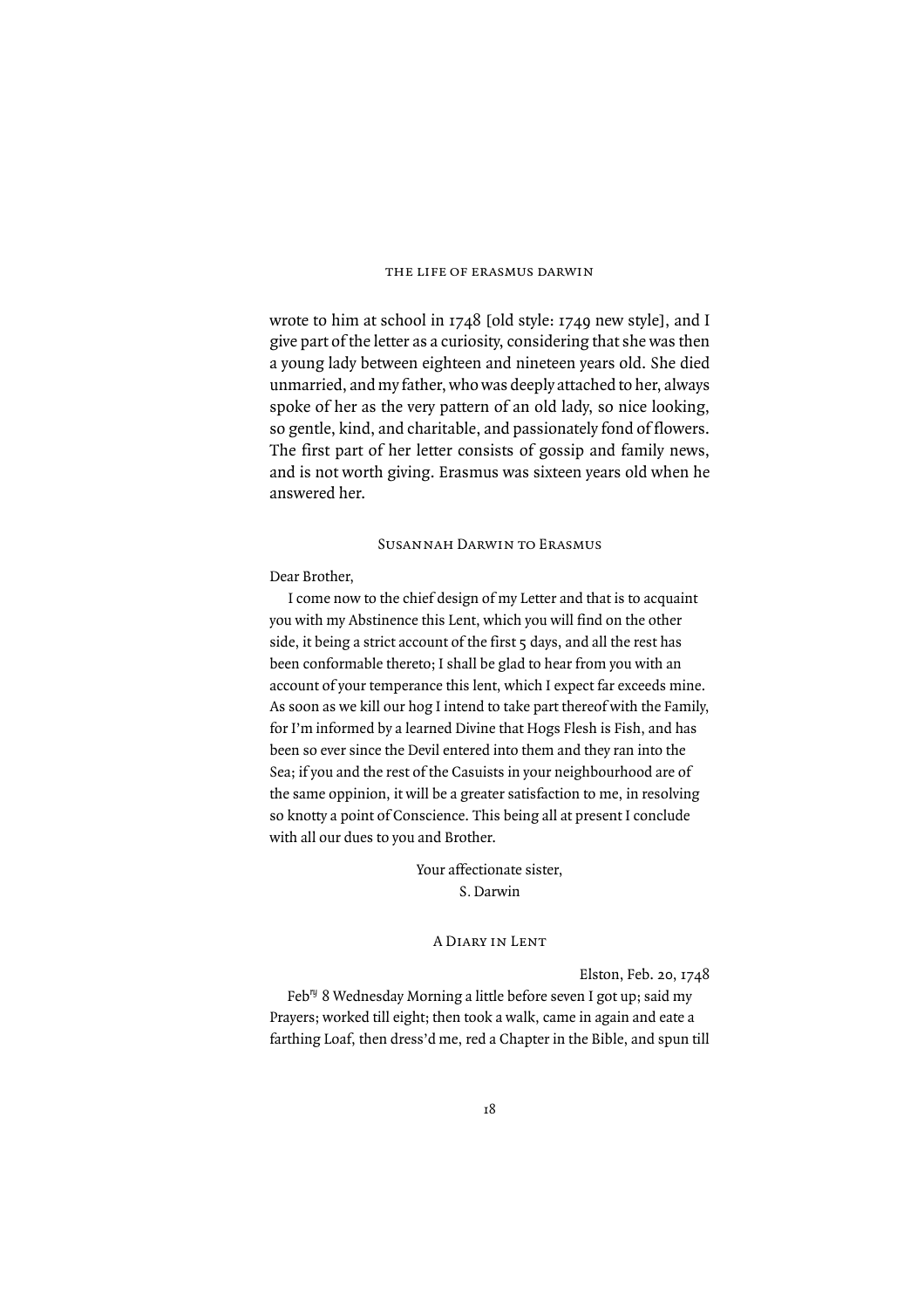wrote to him at school in 1748 [old style: 1749 new style], and I give part of the letter as a curiosity, considering that she was then a young lady between eighteen and nineteen years old. She died unmarried, and my father, who was deeply attached to her, always spoke of her as the very pattern of an old lady, so nice looking, so gentle, kind, and charitable, and passionately fond of flowers. The first part of her letter consists of gossip and family news, and is not worth giving. Erasmus was sixteen years old when he answered her.

### Susannah Darwin to Erasmus

Dear Brother,

I come now to the chief design of my Letter and that is to acquaint you with my Abstinence this Lent, which you will find on the other side, it being a strict account of the first 5 days, and all the rest has been conformable thereto; I shall be glad to hear from you with an account of your temperance this lent, which I expect far exceeds mine. As soon as we kill our hog I intend to take part thereof with the Family, for I'm informed by a learned Divine that Hogs Flesh is Fish, and has been so ever since the Devil entered into them and they ran into the Sea; if you and the rest of the Casuists in your neighbourhood are of the same oppinion, it will be a greater satisfaction to me, in resolving so knotty a point of Conscience. This being all at present I conclude with all our dues to you and Brother.

Your affectionate sister,
S. Darwin

### A Diary in Lent

Elston, Feb. 20, 1748

Febry 8 Wednesday Morning a little before seven I got up; said my Prayers; worked till eight; then took a walk, came in again and eate a farthing Loaf, then dress'd me, red a Chapter in the Bible, and spun till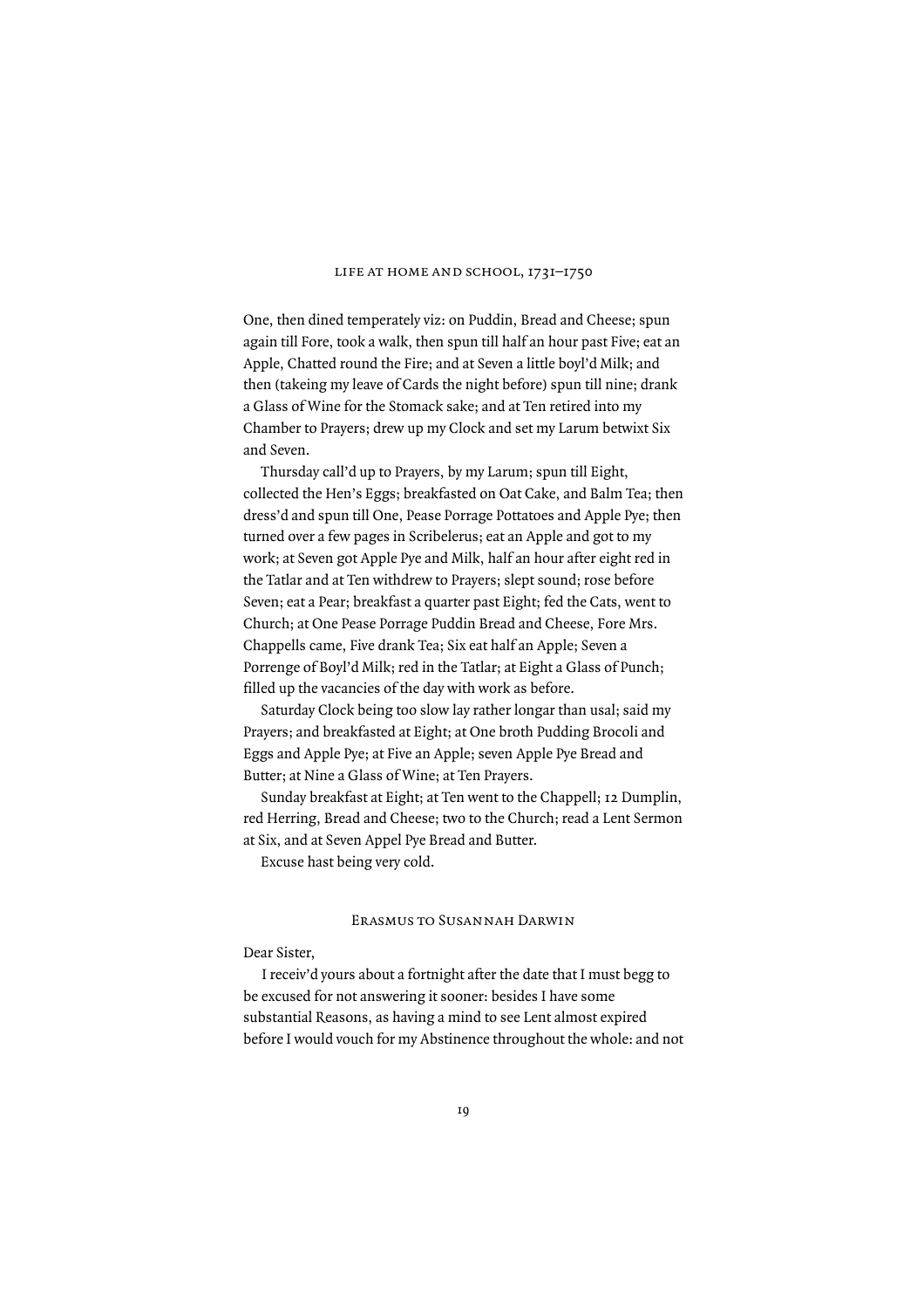One, then dined temperately viz: on Puddin, Bread and Cheese; spun again till Fore, took a walk, then spun till half an hour past Five; eat an Apple, Chatted round the Fire; and at Seven a little boyl'd Milk; and then (takeing my leave of Cards the night before) spun till nine; drank a Glass of Wine for the Stomack sake; and at Ten retired into my Chamber to Prayers; drew up my Clock and set my Larum betwixt Six and Seven.

Thursday call'd up to Prayers, by my Larum; spun till Eight, collected the Hen's Eggs; breakfasted on Oat Cake, and Balm Tea; then dress'd and spun till One, Pease Porrage Pottatoes and Apple Pye; then turned over a few pages in Scribelerus; eat an Apple and got to my work; at Seven got Apple Pye and Milk, half an hour after eight red in the Tatlar and at Ten withdrew to Prayers; slept sound; rose before Seven; eat a Pear; breakfast a quarter past Eight; fed the Cats, went to Church; at One Pease Porrage Puddin Bread and Cheese, Fore Mrs. Chappells came, Five drank Tea; Six eat half an Apple; Seven a Porrenge of Boyl'd Milk; red in the Tatlar; at Eight a Glass of Punch; filled up the vacancies of the day with work as before.

Saturday Clock being too slow lay rather longar than usal; said my Prayers; and breakfasted at Eight; at One broth Pudding Brocoli and Eggs and Apple Pye; at Five an Apple; seven Apple Pye Bread and Butter; at Nine a Glass of Wine; at Ten Prayers.

Sunday breakfast at Eight; at Ten went to the Chappell; 12 Dumplin, red Herring, Bread and Cheese; two to the Church; read a Lent Sermon at Six, and at Seven Appel Pye Bread and Butter.

Excuse hast being very cold.

## Erasmus to Susannah Darwin

Dear Sister,

I receiv'd yours about a fortnight after the date that I must begg to be excused for not answering it sooner: besides I have some substantial Reasons, as having a mind to see Lent almost expired before I would vouch for my Abstinence throughout the whole: and not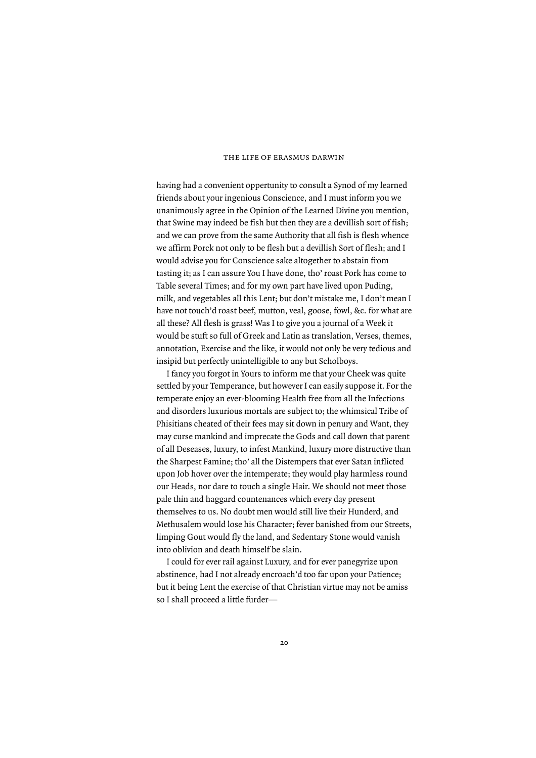having had a convenient oppertunity to consult a Synod of my learned friends about your ingenious Conscience, and I must inform you we unanimously agree in the Opinion of the Learned Divine you mention, that Swine may indeed be fish but then they are a devillish sort of fish; and we can prove from the same Authority that all fish is flesh whence we affirm Porck not only to be flesh but a devillish Sort of flesh; and I would advise you for Conscience sake altogether to abstain from tasting it; as I can assure You I have done, tho' roast Pork has come to Table several Times; and for my own part have lived upon Puding, milk, and vegetables all this Lent; but don't mistake me, I don't mean I have not touch'd roast beef, mutton, veal, goose, fowl, &c. for what are all these? All flesh is grass! Was I to give you a journal of a Week it would be stuft so full of Greek and Latin as translation, Verses, themes, annotation, Exercise and the like, it would not only be very tedious and insipid but perfectly unintelligible to any but Scholboys.

I fancy you forgot in Yours to inform me that your Cheek was quite settled by your Temperance, but however I can easily suppose it. For the temperate enjoy an ever-blooming Health free from all the Infections and disorders luxurious mortals are subject to; the whimsical Tribe of Phisitians cheated of their fees may sit down in penury and Want, they may curse mankind and imprecate the Gods and call down that parent of all Deseases, luxury, to infest Mankind, luxury more distructive than the Sharpest Famine; tho' all the Distempers that ever Satan inflicted upon Job hover over the intemperate; they would play harmless round our Heads, nor dare to touch a single Hair. We should not meet those pale thin and haggard countenances which every day present themselves to us. No doubt men would still live their Hunderd, and Methusalem would lose his Character; fever banished from our Streets, limping Gout would fly the land, and Sedentary Stone would vanish into oblivion and death himself be slain.

I could for ever rail against Luxury, and for ever panegyrize upon abstinence, had I not already encroach'd too far upon your Patience; but it being Lent the exercise of that Christian virtue may not be amiss so I shall proceed a little furder—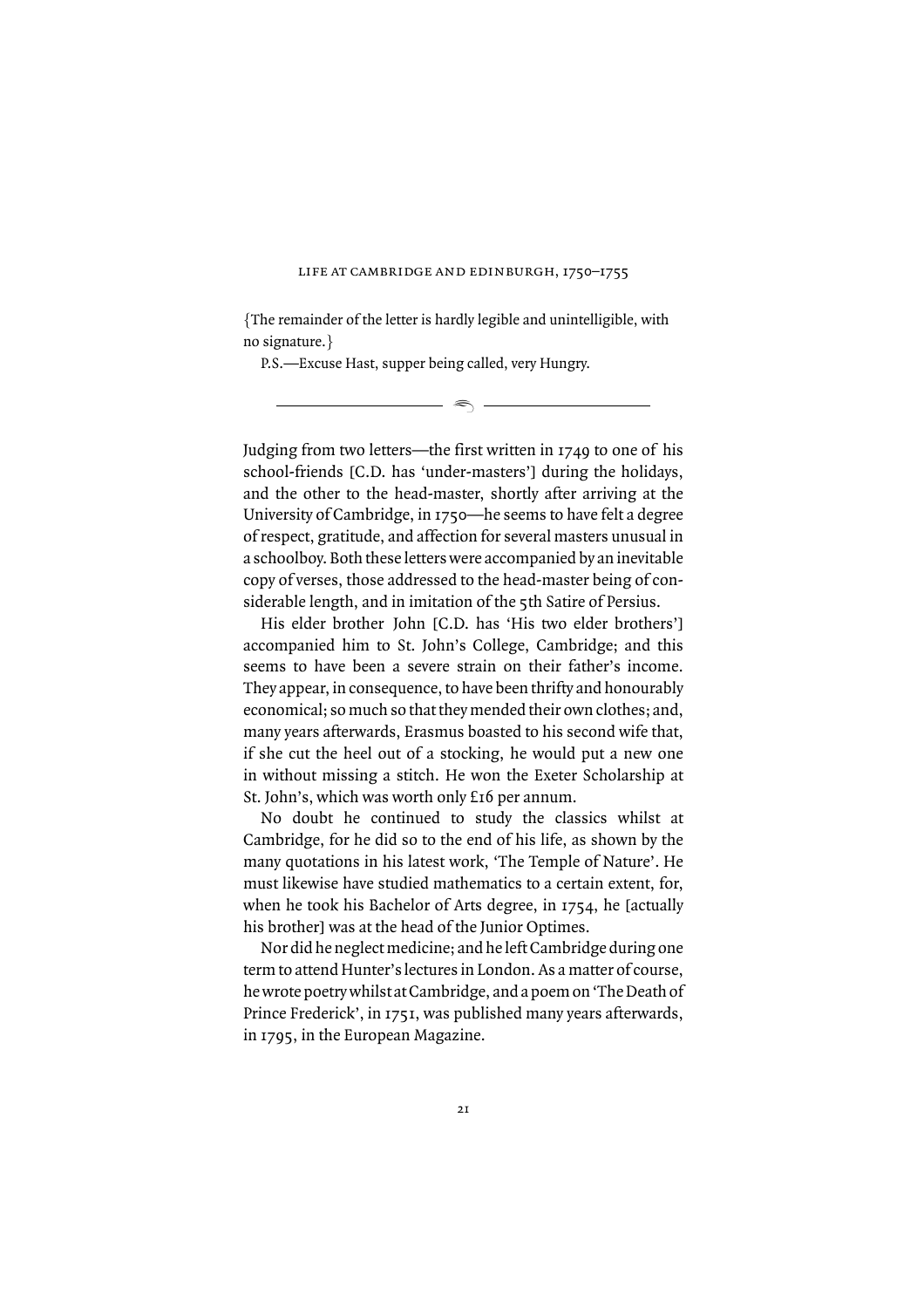{The remainder of the letter is hardly legible and unintelligible, with no signature.}

P.S.—Excuse Hast, supper being called, very Hungry.

---

Judging from two letters—the first written in 1749 to one of his school-friends [C.D. has 'under-masters'] during the holidays, and the other to the head-master, shortly after arriving at the University of Cambridge, in 1750—he seems to have felt a degree of respect, gratitude, and affection for several masters unusual in a schoolboy. Both these letters were accompanied by an inevitable copy of verses, those addressed to the head-master being of considerable length, and in imitation of the 5th Satire of Persius.

His elder brother John [C.D. has 'His two elder brothers'] accompanied him to St. John's College, Cambridge; and this seems to have been a severe strain on their father's income. They appear, in consequence, to have been thrifty and honourably economical; so much so that they mended their own clothes; and, many years afterwards, Erasmus boasted to his second wife that, if she cut the heel out of a stocking, he would put a new one in without missing a stitch. He won the Exeter Scholarship at St. John's, which was worth only £16 per annum.

No doubt he continued to study the classics whilst at Cambridge, for he did so to the end of his life, as shown by the many quotations in his latest work, 'The Temple of Nature'. He must likewise have studied mathematics to a certain extent, for, when he took his Bachelor of Arts degree, in 1754, he [actually his brother] was at the head of the Junior Optimes.

Nor did he neglect medicine; and he left Cambridge during one term to attend Hunter's lectures in London. As a matter of course, he wrote poetry whilst at Cambridge, and a poem on 'The Death of Prince Frederick', in 1751, was published many years afterwards, in 1795, in the European Magazine.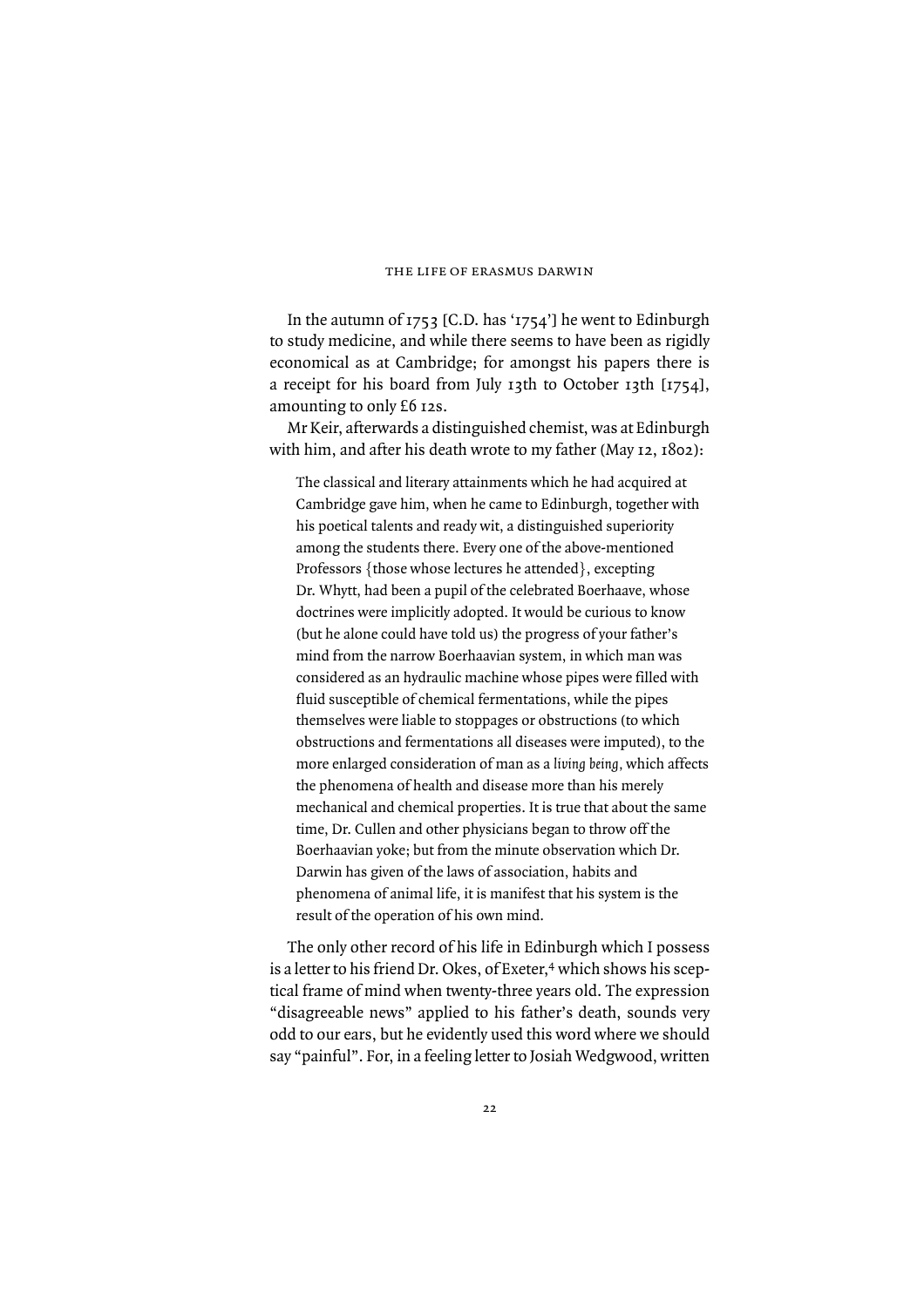In the autumn of 1753 [C.D. has '1754'] he went to Edinburgh to study medicine, and while there seems to have been as rigidly economical as at Cambridge; for amongst his papers there is a receipt for his board from July 13th to October 13th [1754], amounting to only £6 12s.

Mr Keir, afterwards a distinguished chemist, was at Edinburgh with him, and after his death wrote to my father (May 12, 1802):

> The classical and literary attainments which he had acquired at Cambridge gave him, when he came to Edinburgh, together with his poetical talents and ready wit, a distinguished superiority among the students there. Every one of the above-mentioned Professors {those whose lectures he attended}, excepting Dr. Whytt, had been a pupil of the celebrated Boerhaave, whose doctrines were implicitly adopted. It would be curious to know (but he alone could have told us) the progress of your father's mind from the narrow Boerhaavian system, in which man was considered as an hydraulic machine whose pipes were filled with fluid susceptible of chemical fermentations, while the pipes themselves were liable to stoppages or obstructions (to which obstructions and fermentations all diseases were imputed), to the more enlarged consideration of man as a *living being*, which affects the phenomena of health and disease more than his merely mechanical and chemical properties. It is true that about the same time, Dr. Cullen and other physicians began to throw off the Boerhaavian yoke; but from the minute observation which Dr. Darwin has given of the laws of association, habits and phenomena of animal life, it is manifest that his system is the result of the operation of his own mind.

The only other record of his life in Edinburgh which I possess is a letter to his friend Dr. Okes, of Exeter,[4] which shows his sceptical frame of mind when twenty-three years old. The expression "disagreeable news" applied to his father's death, sounds very odd to our ears, but he evidently used this word where we should say "painful". For, in a feeling letter to Josiah Wedgwood, written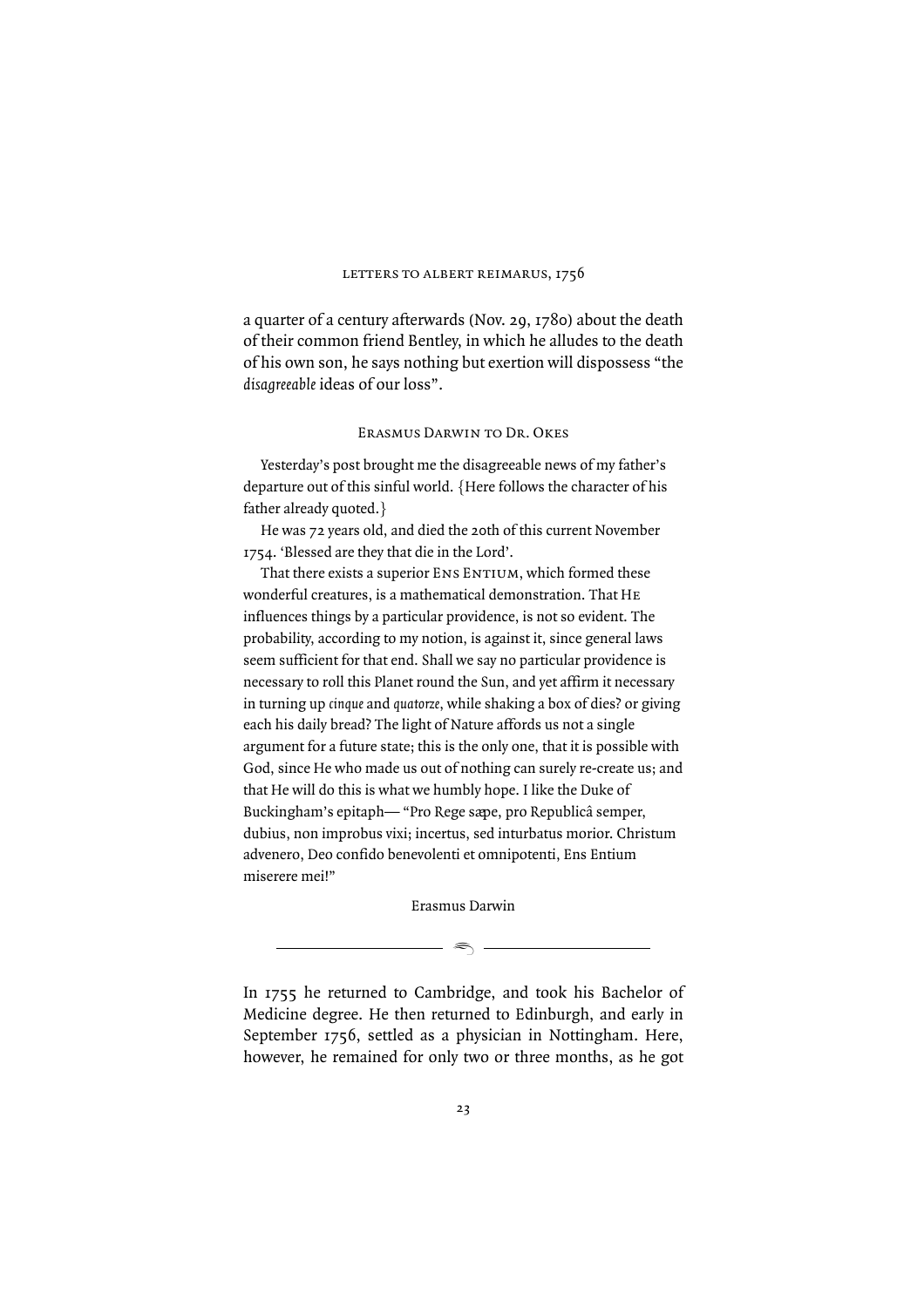a quarter of a century afterwards (Nov. 29, 1780) about the death of their common friend Bentley, in which he alludes to the death of his own son, he says nothing but exertion will dispossess "the *disagreeable* ideas of our loss".

### Erasmus Darwin to Dr. Okes

Yesterday's post brought me the disagreeable news of my father's departure out of this sinful world. {Here follows the character of his father already quoted.}

He was 72 years old, and died the 20th of this current November 1754. 'Blessed are they that die in the Lord'.

That there exists a superior Ens Entium, which formed these wonderful creatures, is a mathematical demonstration. That He influences things by a particular providence, is not so evident. The probability, according to my notion, is against it, since general laws seem sufficient for that end. Shall we say no particular providence is necessary to roll this Planet round the Sun, and yet affirm it necessary in turning up *cinque* and *quatorze*, while shaking a box of dies? or giving each his daily bread? The light of Nature affords us not a single argument for a future state; this is the only one, that it is possible with God, since He who made us out of nothing can surely re-create us; and that He will do this is what we humbly hope. I like the Duke of Buckingham's epitaph— "Pro Rege sæpe, pro Republicâ semper, dubius, non improbus vixi; incertus, sed inturbatus morior. Christum advenero, Deo confido benevolenti et omnipotenti, Ens Entium miserere mei!"

Erasmus Darwin

---

In 1755 he returned to Cambridge, and took his Bachelor of Medicine degree. He then returned to Edinburgh, and early in September 1756, settled as a physician in Nottingham. Here, however, he remained for only two or three months, as he got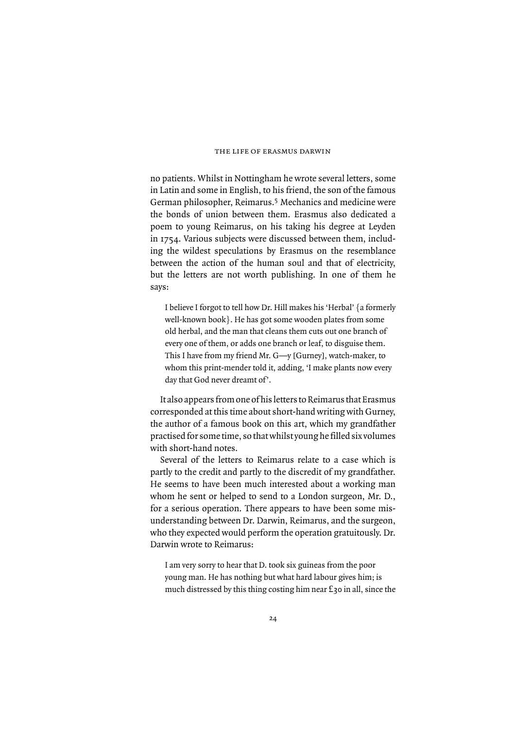no patients. Whilst in Nottingham he wrote several letters, some in Latin and some in English, to his friend, the son of the famous German philosopher, Reimarus.[5] Mechanics and medicine were the bonds of union between them. Erasmus also dedicated a poem to young Reimarus, on his taking his degree at Leyden in 1754. Various subjects were discussed between them, including the wildest speculations by Erasmus on the resemblance between the action of the human soul and that of electricity, but the letters are not worth publishing. In one of them he says:

> I believe I forgot to tell how Dr. Hill makes his 'Herbal' {a formerly well-known book}. He has got some wooden plates from some old herbal, and the man that cleans them cuts out one branch of every one of them, or adds one branch or leaf, to disguise them. This I have from my friend Mr. G—y [Gurney], watch-maker, to whom this print-mender told it, adding, 'I make plants now every day that God never dreamt of'.

It also appears from one of his letters to Reimarus that Erasmus corresponded at this time about short-hand writing with Gurney, the author of a famous book on this art, which my grandfather practised for some time, so that whilst young he filled six volumes with short-hand notes.

Several of the letters to Reimarus relate to a case which is partly to the credit and partly to the discredit of my grandfather. He seems to have been much interested about a working man whom he sent or helped to send to a London surgeon, Mr. D., for a serious operation. There appears to have been some misunderstanding between Dr. Darwin, Reimarus, and the surgeon, who they expected would perform the operation gratuitously. Dr. Darwin wrote to Reimarus:

> I am very sorry to hear that D. took six guineas from the poor young man. He has nothing but what hard labour gives him; is much distressed by this thing costing him near £30 in all, since the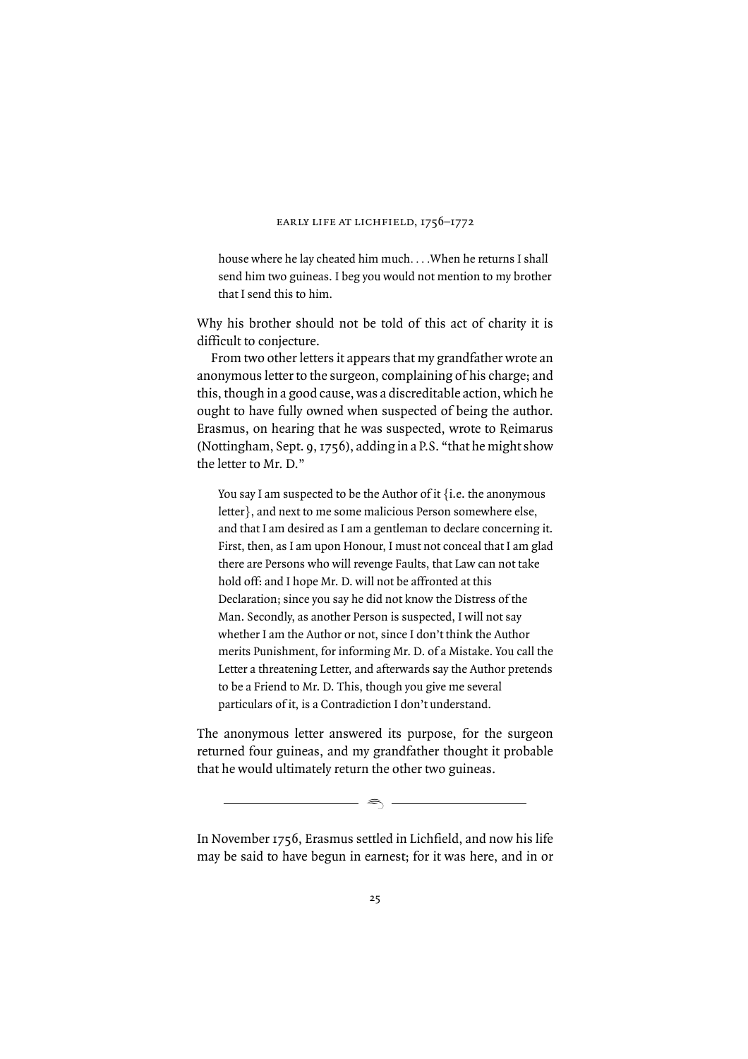> house where he lay cheated him much. . . .When he returns I shall send him two guineas. I beg you would not mention to my brother that I send this to him.

Why his brother should not be told of this act of charity it is difficult to conjecture.

From two other letters it appears that my grandfather wrote an anonymous letter to the surgeon, complaining of his charge; and this, though in a good cause, was a discreditable action, which he ought to have fully owned when suspected of being the author. Erasmus, on hearing that he was suspected, wrote to Reimarus (Nottingham, Sept. 9, 1756), adding in a P.S. "that he might show the letter to Mr. D."

> You say I am suspected to be the Author of it {i.e. the anonymous letter}, and next to me some malicious Person somewhere else, and that I am desired as I am a gentleman to declare concerning it. First, then, as I am upon Honour, I must not conceal that I am glad there are Persons who will revenge Faults, that Law can not take hold off: and I hope Mr. D. will not be affronted at this Declaration; since you say he did not know the Distress of the Man. Secondly, as another Person is suspected, I will not say whether I am the Author or not, since I don't think the Author merits Punishment, for informing Mr. D. of a Mistake. You call the Letter a threatening Letter, and afterwards say the Author pretends to be a Friend to Mr. D. This, though you give me several particulars of it, is a Contradiction I don't understand.

The anonymous letter answered its purpose, for the surgeon returned four guineas, and my grandfather thought it probable that he would ultimately return the other two guineas.

---

In November 1756, Erasmus settled in Lichfield, and now his life may be said to have begun in earnest; for it was here, and in or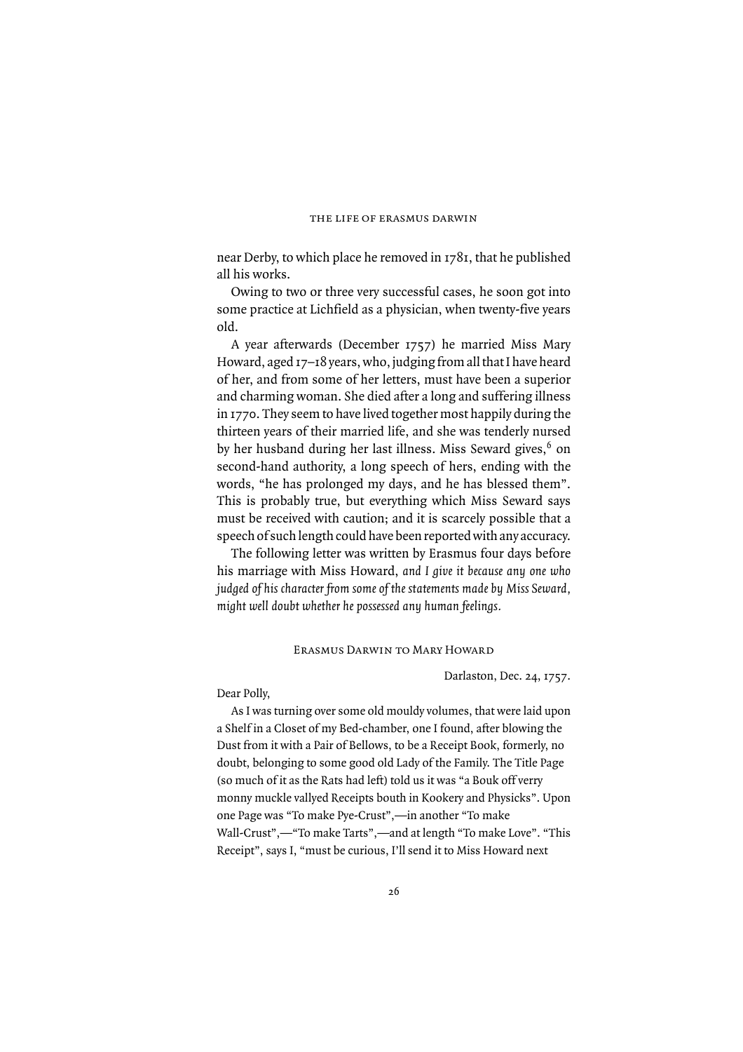near Derby, to which place he removed in 1781, that he published all his works.

Owing to two or three very successful cases, he soon got into some practice at Lichfield as a physician, when twenty-five years old.

A year afterwards (December 1757) he married Miss Mary Howard, aged 17–18 years, who, judging from all that I have heard of her, and from some of her letters, must have been a superior and charming woman. She died after a long and suffering illness in 1770. They seem to have lived together most happily during the thirteen years of their married life, and she was tenderly nursed by her husband during her last illness. Miss Seward gives,[6] on second-hand authority, a long speech of hers, ending with the words, "he has prolonged my days, and he has blessed them". This is probably true, but everything which Miss Seward says must be received with caution; and it is scarcely possible that a speech of such length could have been reported with any accuracy.

The following letter was written by Erasmus four days before his marriage with Miss Howard, *and I give it because any one who judged of his character from some of the statements made by Miss Seward, might well doubt whether he possessed any human feelings.*

### Erasmus Darwin to Mary Howard

Darlaston, Dec. 24, 1757.

Dear Polly,

As I was turning over some old mouldy volumes, that were laid upon a Shelf in a Closet of my Bed-chamber, one I found, after blowing the Dust from it with a Pair of Bellows, to be a Receipt Book, formerly, no doubt, belonging to some good old Lady of the Family. The Title Page (so much of it as the Rats had left) told us it was "a Bouk off verry monny muckle vallyed Receipts bouth in Kookery and Physicks". Upon one Page was "To make Pye-Crust",—in another "To make Wall-Crust",—"To make Tarts",—and at length "To make Love". "This Receipt", says I, "must be curious, I'll send it to Miss Howard next